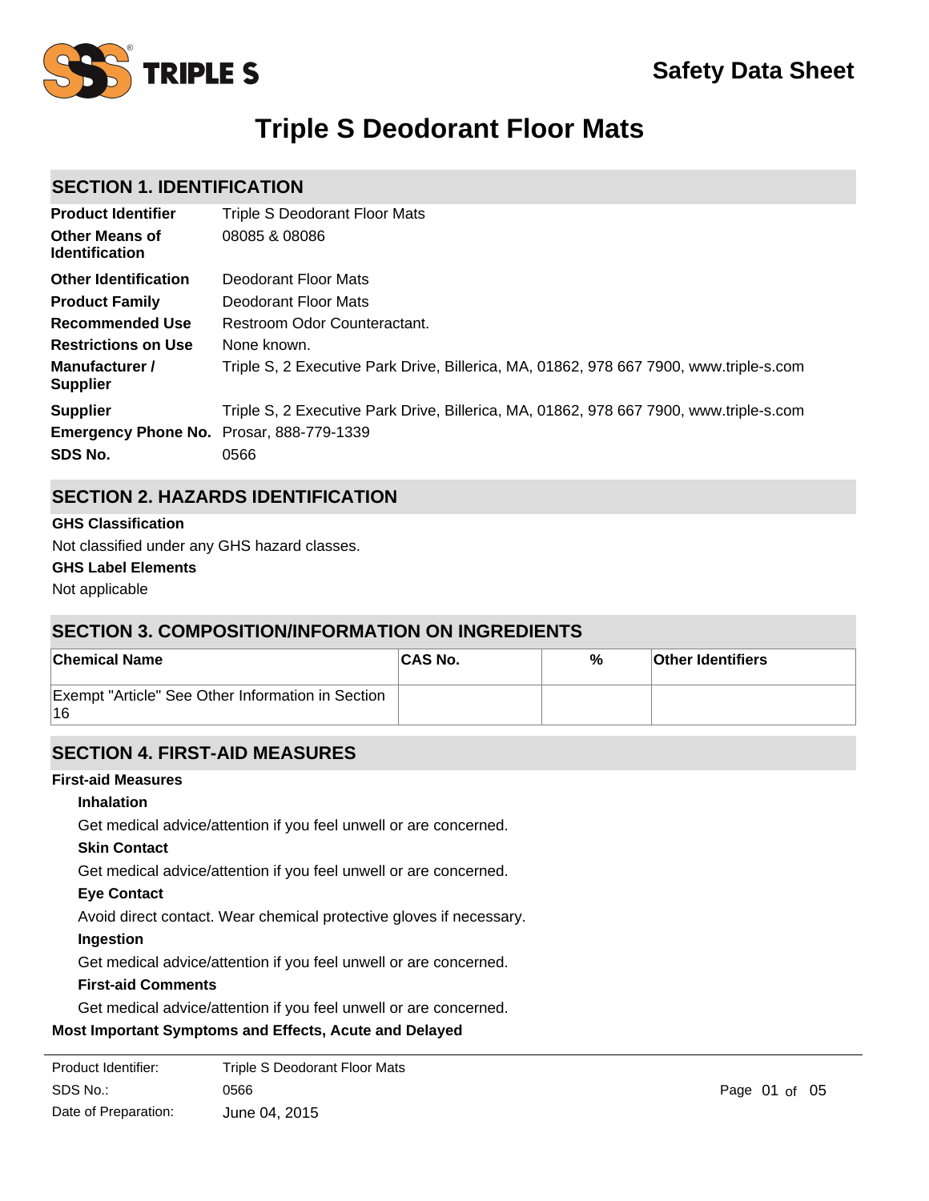TRIPLE S

Safety Data Sheet

# Triple S Deodorant Floor Mats

## SECTION 1. IDENTIFICATION

| | |
|---|---|
| **Product Identifier** | Triple S Deodorant Floor Mats |
| **Other Means of Identification** | 08085 & 08086 |
| **Other Identification** | Deodorant Floor Mats |
| **Product Family** | Deodorant Floor Mats |
| **Recommended Use** | Restroom Odor Counteractant. |
| **Restrictions on Use** | None known. |
| **Manufacturer / Supplier** | Triple S, 2 Executive Park Drive, Billerica, MA, 01862, 978 667 7900, www.triple-s.com |
| **Supplier** | Triple S, 2 Executive Park Drive, Billerica, MA, 01862, 978 667 7900, www.triple-s.com |
| **Emergency Phone No.** | Prosar, 888-779-1339 |
| **SDS No.** | 0566 |

## SECTION 2. HAZARDS IDENTIFICATION

**GHS Classification**

Not classified under any GHS hazard classes.

**GHS Label Elements**

Not applicable

## SECTION 3. COMPOSITION/INFORMATION ON INGREDIENTS

| Chemical Name | CAS No. | % | Other Identifiers |
|---|---|---|---|
| Exempt "Article" See Other Information in Section 16 | | | |

## SECTION 4. FIRST-AID MEASURES

**First-aid Measures**

**Inhalation**

Get medical advice/attention if you feel unwell or are concerned.

**Skin Contact**

Get medical advice/attention if you feel unwell or are concerned.

**Eye Contact**

Avoid direct contact. Wear chemical protective gloves if necessary.

**Ingestion**

Get medical advice/attention if you feel unwell or are concerned.

**First-aid Comments**

Get medical advice/attention if you feel unwell or are concerned.

**Most Important Symptoms and Effects, Acute and Delayed**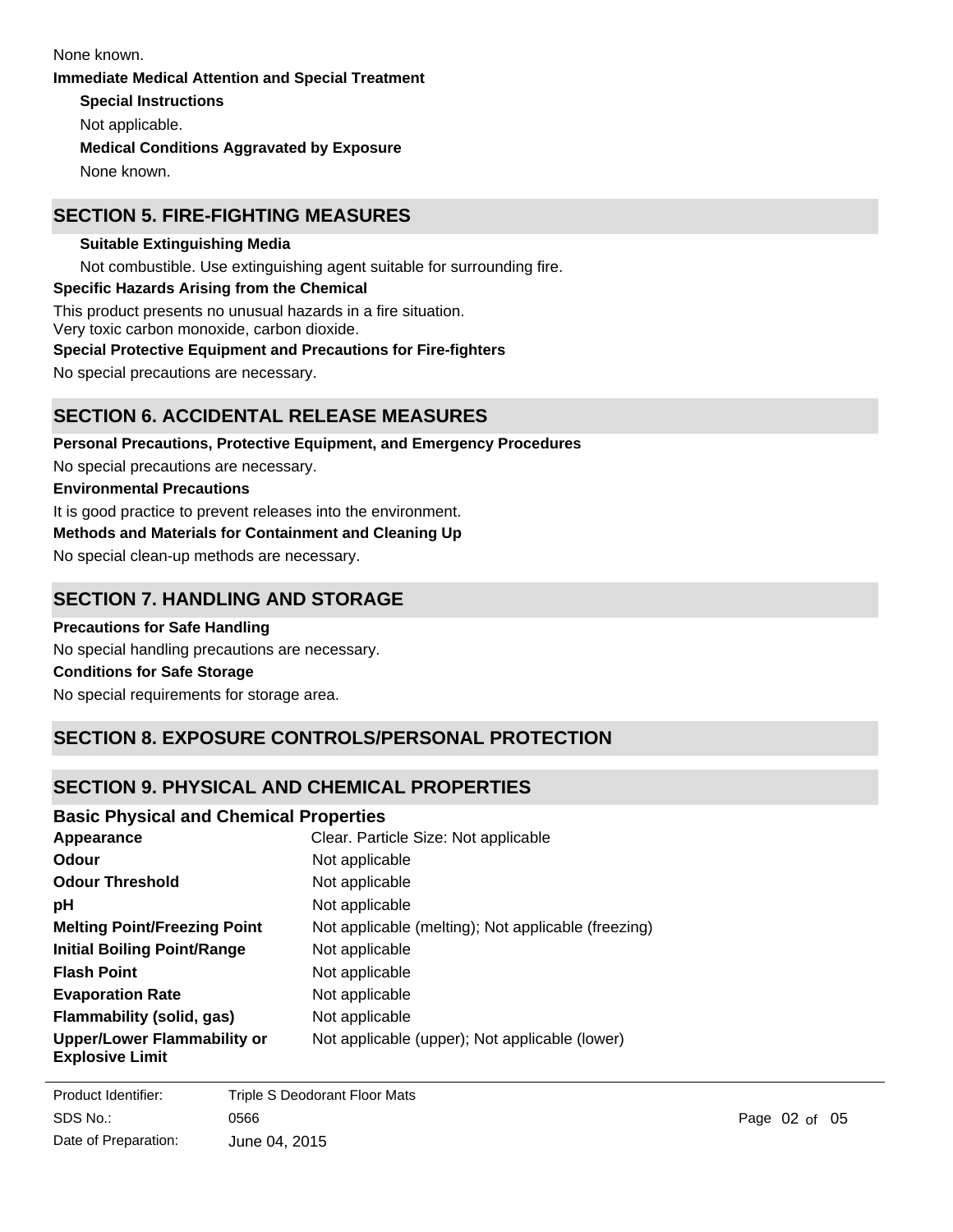None known.

**Immediate Medical Attention and Special Treatment**

**Special Instructions**

Not applicable.

**Medical Conditions Aggravated by Exposure**

None known.

## SECTION 5. FIRE-FIGHTING MEASURES

**Suitable Extinguishing Media**

Not combustible. Use extinguishing agent suitable for surrounding fire.

**Specific Hazards Arising from the Chemical**

This product presents no unusual hazards in a fire situation.
Very toxic carbon monoxide, carbon dioxide.

**Special Protective Equipment and Precautions for Fire-fighters**

No special precautions are necessary.

## SECTION 6. ACCIDENTAL RELEASE MEASURES

**Personal Precautions, Protective Equipment, and Emergency Procedures**

No special precautions are necessary.

**Environmental Precautions**

It is good practice to prevent releases into the environment.

**Methods and Materials for Containment and Cleaning Up**

No special clean-up methods are necessary.

## SECTION 7. HANDLING AND STORAGE

**Precautions for Safe Handling**

No special handling precautions are necessary.

**Conditions for Safe Storage**

No special requirements for storage area.

## SECTION 8. EXPOSURE CONTROLS/PERSONAL PROTECTION

## SECTION 9. PHYSICAL AND CHEMICAL PROPERTIES

### Basic Physical and Chemical Properties

| | |
|---|---|
| **Appearance** | Clear. Particle Size: Not applicable |
| **Odour** | Not applicable |
| **Odour Threshold** | Not applicable |
| **pH** | Not applicable |
| **Melting Point/Freezing Point** | Not applicable (melting); Not applicable (freezing) |
| **Initial Boiling Point/Range** | Not applicable |
| **Flash Point** | Not applicable |
| **Evaporation Rate** | Not applicable |
| **Flammability (solid, gas)** | Not applicable |
| **Upper/Lower Flammability or Explosive Limit** | Not applicable (upper); Not applicable (lower) |

Product Identifier: Triple S Deodorant Floor Mats
SDS No.: 0566
Date of Preparation: June 04, 2015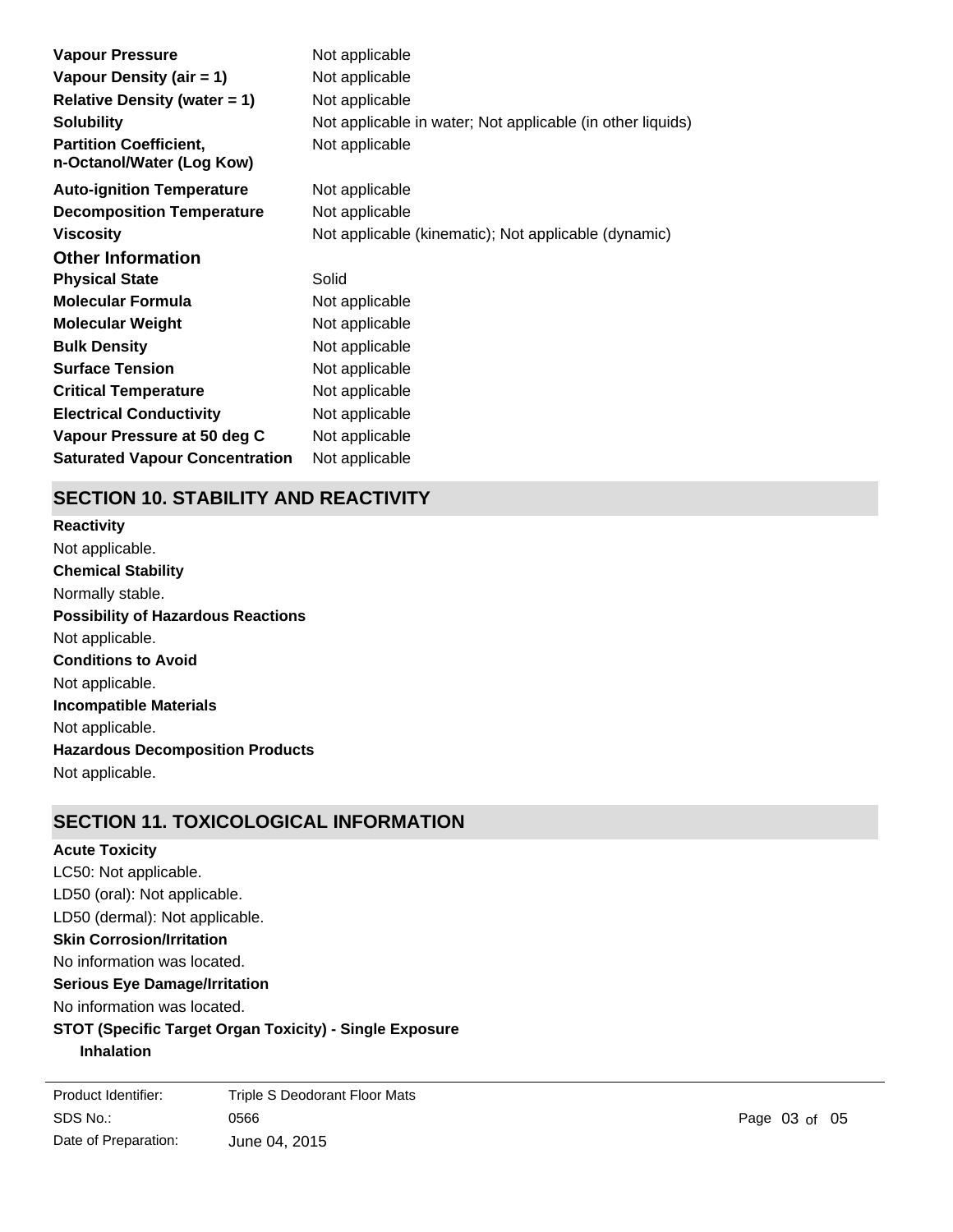| | |
|---|---|
| **Vapour Pressure** | Not applicable |
| **Vapour Density (air = 1)** | Not applicable |
| **Relative Density (water = 1)** | Not applicable |
| **Solubility** | Not applicable in water; Not applicable (in other liquids) |
| **Partition Coefficient, n-Octanol/Water (Log Kow)** | Not applicable |
| **Auto-ignition Temperature** | Not applicable |
| **Decomposition Temperature** | Not applicable |
| **Viscosity** | Not applicable (kinematic); Not applicable (dynamic) |

### Other Information

| | |
|---|---|
| **Physical State** | Solid |
| **Molecular Formula** | Not applicable |
| **Molecular Weight** | Not applicable |
| **Bulk Density** | Not applicable |
| **Surface Tension** | Not applicable |
| **Critical Temperature** | Not applicable |
| **Electrical Conductivity** | Not applicable |
| **Vapour Pressure at 50 deg C** | Not applicable |
| **Saturated Vapour Concentration** | Not applicable |

## SECTION 10. STABILITY AND REACTIVITY

**Reactivity**

Not applicable.

**Chemical Stability**

Normally stable.

**Possibility of Hazardous Reactions**

Not applicable.

**Conditions to Avoid**

Not applicable.

**Incompatible Materials**

Not applicable.

**Hazardous Decomposition Products**

Not applicable.

## SECTION 11. TOXICOLOGICAL INFORMATION

**Acute Toxicity**

LC50: Not applicable.

LD50 (oral): Not applicable.

LD50 (dermal): Not applicable.

**Skin Corrosion/Irritation**

No information was located.

**Serious Eye Damage/Irritation**

No information was located.

**STOT (Specific Target Organ Toxicity) - Single Exposure**

**Inhalation**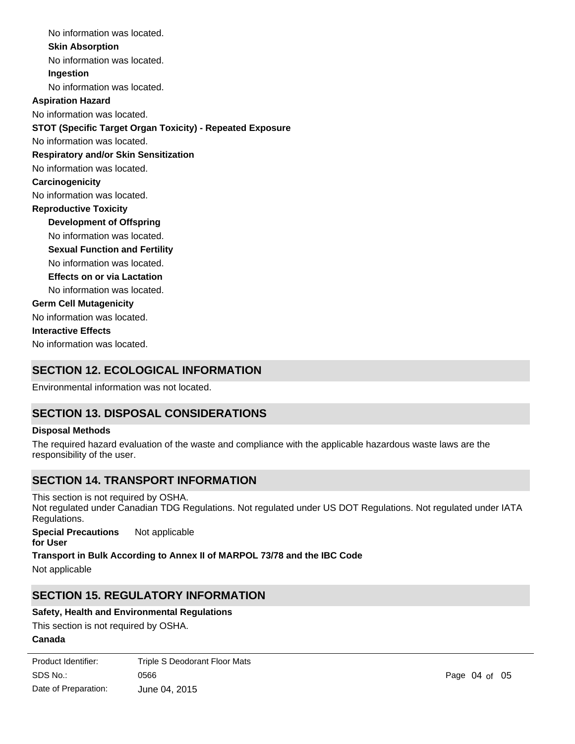No information was located.

**Skin Absorption**

No information was located.

**Ingestion**

No information was located.

**Aspiration Hazard**

No information was located.

**STOT (Specific Target Organ Toxicity) - Repeated Exposure**

No information was located.

**Respiratory and/or Skin Sensitization**

No information was located.

**Carcinogenicity**

No information was located.

**Reproductive Toxicity**

**Development of Offspring**

No information was located.

**Sexual Function and Fertility**

No information was located.

**Effects on or via Lactation**

No information was located.

**Germ Cell Mutagenicity**

No information was located.

**Interactive Effects**

No information was located.

## SECTION 12. ECOLOGICAL INFORMATION

Environmental information was not located.

## SECTION 13. DISPOSAL CONSIDERATIONS

**Disposal Methods**

The required hazard evaluation of the waste and compliance with the applicable hazardous waste laws are the responsibility of the user.

## SECTION 14. TRANSPORT INFORMATION

This section is not required by OSHA.
Not regulated under Canadian TDG Regulations. Not regulated under US DOT Regulations. Not regulated under IATA Regulations.

**Special Precautions for User** Not applicable

**Transport in Bulk According to Annex II of MARPOL 73/78 and the IBC Code**

Not applicable

## SECTION 15. REGULATORY INFORMATION

**Safety, Health and Environmental Regulations**

This section is not required by OSHA.

**Canada**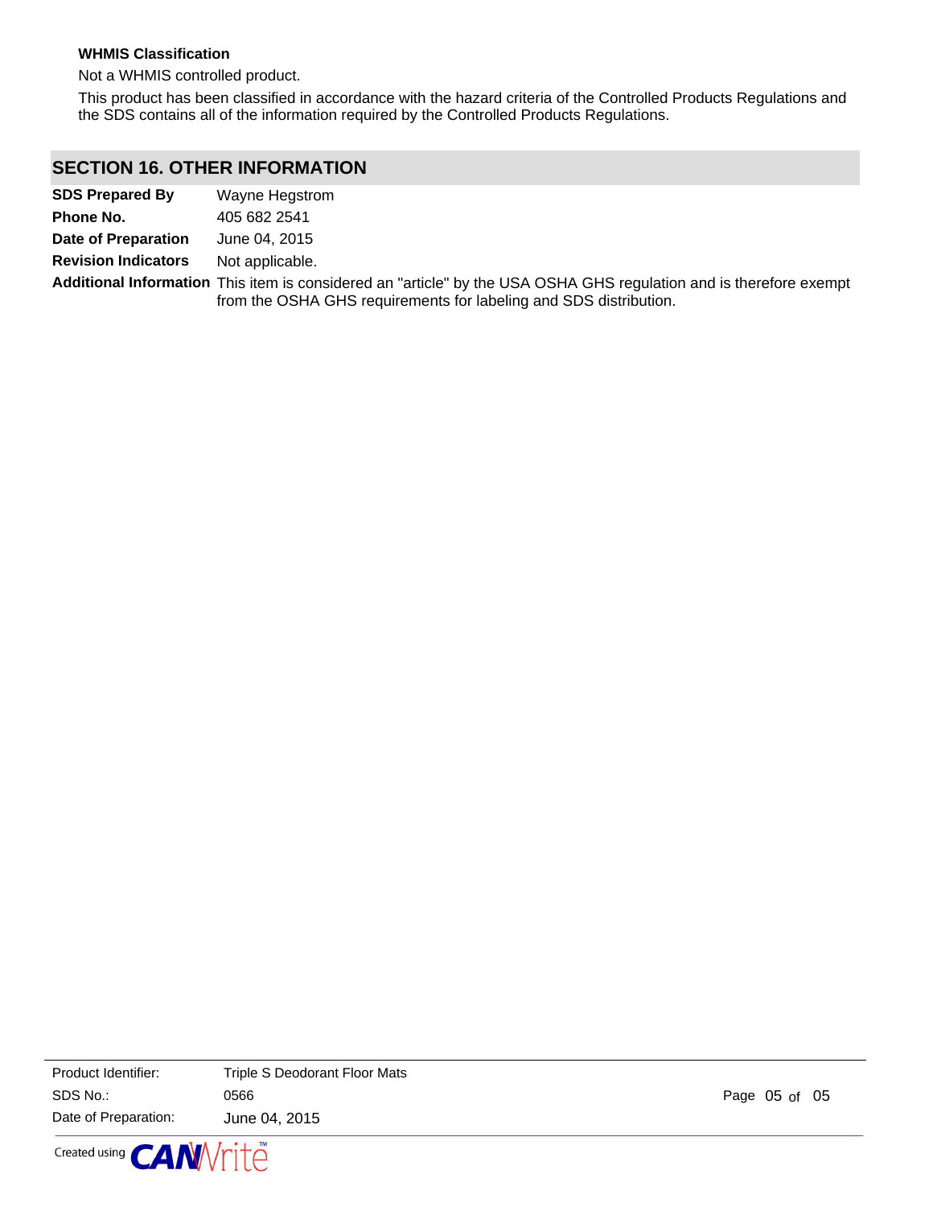**WHMIS Classification**

Not a WHMIS controlled product.

This product has been classified in accordance with the hazard criteria of the Controlled Products Regulations and the SDS contains all of the information required by the Controlled Products Regulations.

## SECTION 16. OTHER INFORMATION

| | |
|---|---|
| **SDS Prepared By** | Wayne Hegstrom |
| **Phone No.** | 405 682 2541 |
| **Date of Preparation** | June 04, 2015 |
| **Revision Indicators** | Not applicable. |
| **Additional Information** | This item is considered an "article" by the USA OSHA GHS regulation and is therefore exempt from the OSHA GHS requirements for labeling and SDS distribution. |